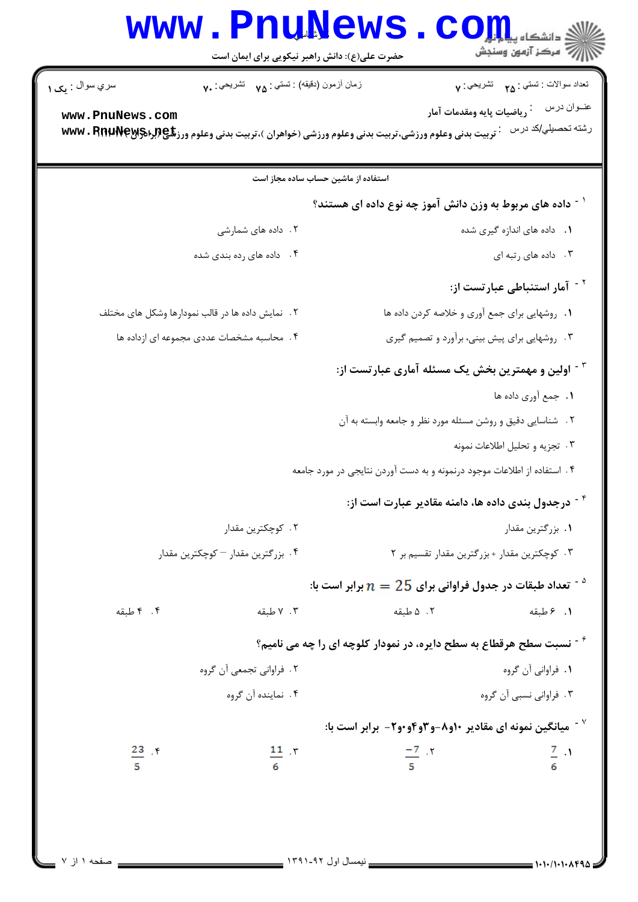حضرت علی(ع): دانش راهبر نیکویی برای ایمان است

| سري سوال : یک ۱ | زمان آزمون (دقیقه) : تستي : ۷۵ تشريحي : ۷۰ | تعداد سوالات : تستي : ۲۵ تشريحي : ۷ |
|---|---|---|

عنـوان درس : ریاضیات پایه ومقدمات آمار

رشته تحصيلي/کد درس : تربیت بدنی وعلوم ورزشی،تربیت بدنی وعلوم ورزشی (خواهران )،تربیت بدنی وعلوم ورزشی (برادران) ۱۱۱۱۰۴۷

استفاده از ماشین حساب ساده مجاز است

۱- داده های مربوط به وزن دانش آموز چه نوع داده ای هستند؟

۱. داده های اندازه گیری شده
۲. داده های شمارشی
۳. داده های رتبه ای
۴. داده های رده بندی شده

۲- آمار استنباطی عبارتست از:

۱. روشهایی برای جمع آوری و خلاصه کردن داده ها
۲. نمایش داده ها در قالب نمودارها وشکل های مختلف
۳. روشهایی برای پیش بینی، برآورد و تصمیم گیری
۴. محاسبه مشخصات عددی مجموعه ای ازداده ها

۳- اولین و مهمترین بخش یک مسئله آماری عبارتست از:

۱. جمع آوری داده ها
۲. شناسایی دقیق و روشن مسئله مورد نظر و جامعه وابسته به آن
۳. تجزیه و تحلیل اطلاعات نمونه
۴. استفاده از اطلاعات موجود درنمونه و به دست آوردن نتایجی در مورد جامعه

۴- درجدول بندی داده ها، دامنه مقادیر عبارت است از:

۱. بزرگترین مقدار
۲. کوچکترین مقدار
۳. کوچکترین مقدار + بزرگترین مقدار تقسیم بر ۲
۴. بزرگترین مقدار – کوچکترین مقدار

۵- تعداد طبقات در جدول فراوانی برای $n = 25$ برابر است با:

۱. ۶ طبقه
۲. ۵ طبقه
۳. ۷ طبقه
۴. ۴ طبقه

۶- نسبت سطح هرقطاع به سطح دایره، در نمودار کلوچه ای را چه می نامیم؟

۱. فراوانی آن گروه
۲. فراوانی تجمعی آن گروه
۳. فراوانی نسبی آن گروه
۴. نماینده آن گروه

۷- میانگین نمونه ای مقادیر ۱۰و۸-و۳و۴و۰و۲- برابر است با:

۱. $\frac{7}{6}$
۲. $\frac{-7}{5}$
۳. $\frac{11}{6}$
۴. $\frac{23}{5}$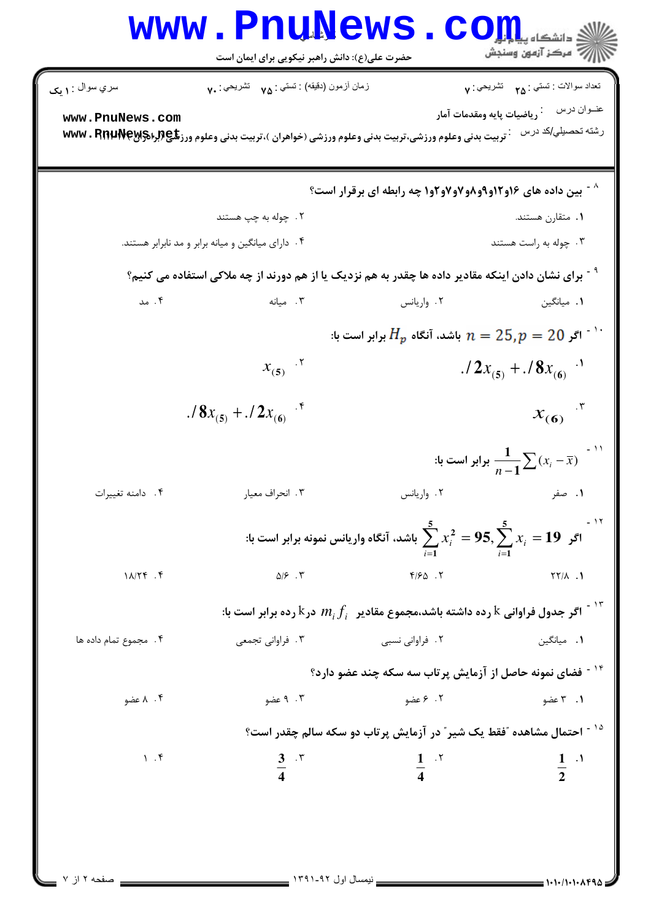سري سوال : ۱ یک

زمان آزمون (دقیقه) : تستي : ۷۵ تشريحي : ۷۰

تعداد سوالات : تستي : ۲۵ تشريحي : ۷

عنوان درس : رياضيات پايه ومقدمات آمار

رشته تحصيلي/کد درس : تربیت بدنی وعلوم ورزشی،تربیت بدنی وعلوم ورزشی (خواهران )،تربیت بدنی وعلوم ورزشی (برادران)

۸- بین داده های ۱۶و۱۲و۹و۸و۷و۷و۲و۱ چه رابطه ای برقرار است؟

۱. متقارن هستند.

۲. چوله به چپ هستند

۳. چوله به راست هستند

۴. دارای میانگین و میانه برابر و مد نابرابر هستند.

۹- برای نشان دادن اینکه مقادیر داده ها چقدر به هم نزدیک یا از هم دورند از چه ملاکی استفاده می کنیم؟

۱. میانگین

۲. واریانس

۳. میانه

۴. مد

۱۰- اگر $n = 25, p = 20$ باشد، آنگاه $H_p$ برابر است با:

۱. $./2x_{(5)} + ./8x_{(6)}$

۲. $x_{(5)}$

۳. $x_{(6)}$

۴. $./8x_{(5)} + ./2x_{(6)}$

۱۱- $\frac{1}{n-1}\sum(x_i - \bar{x})$ برابر است با:

۱. صفر

۲. واریانس

۳. انحراف معیار

۴. دامنه تغییرات

۱۲- اگر $\sum_{i=1}^{5} x_i = 19, \sum_{i=1}^{5} x_i^2 = 95$ باشد، آنگاه واریانس نمونه برابر است با:

۱. ۲۲/۸

۲. ۴/۶۵

۳. ۵/۶

۴. ۱۸/۲۴

۱۳- اگر جدول فراوانی k رده داشته باشد،مجموع مقادیر $m_i f_i$ درk رده برابر است با:

۱. میانگین

۲. فراوانی نسبی

۳. فراوانی تجمعی

۴. مجموع تمام داده ها

۱۴- فضای نمونه حاصل از آزمایش پرتاب سه سکه چند عضو دارد؟

۱. ۳ عضو

۲. ۶ عضو

۳. ۹ عضو

۴. ۸ عضو

۱۵- احتمال مشاهده "فقط یک شیر" در آزمایش پرتاب دو سکه سالم چقدر است؟

۱. $\frac{1}{2}$

۲. $\frac{1}{4}$

۳. $\frac{3}{4}$

۴. ۱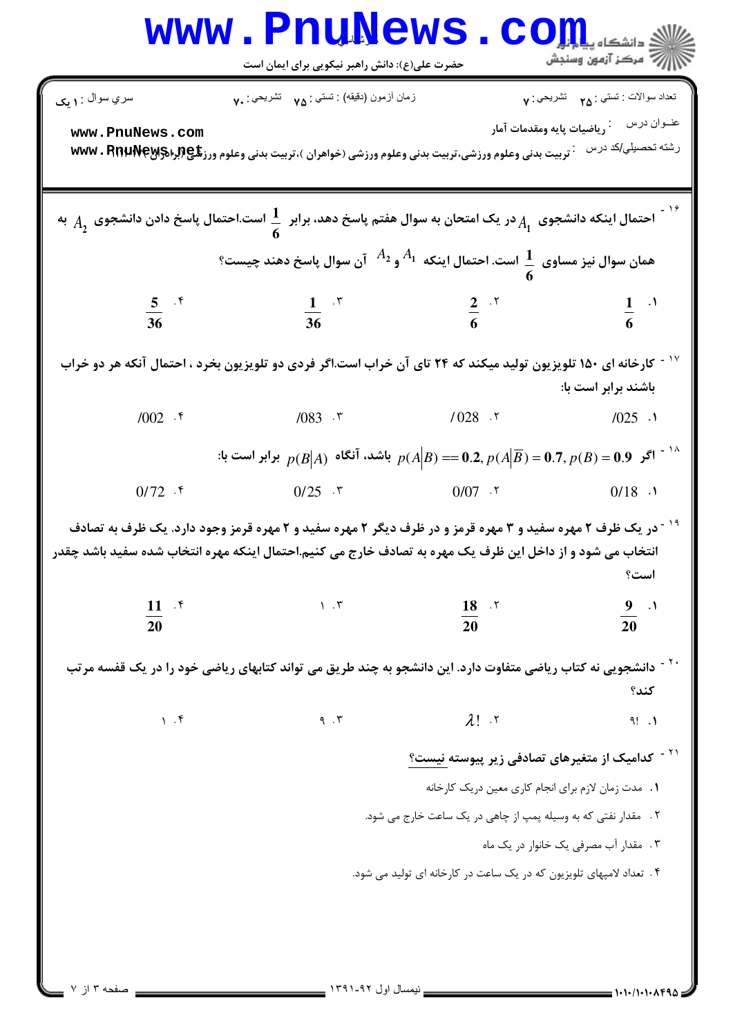سري سوال : ۱ يک

زمان آزمون (دقيقه) : تستي : ۷۵ تشريحي : ۷۰

تعداد سوالات : تستي : ۲۵ تشريحي : ۷

عنوان درس : رياضيات پايه ومقدمات آمار

رشته تحصيلي/کد درس : تربيت بدني وعلوم ورزشي،تربيت بدني وعلوم ورزشي (خواهران )،تربيت بدني وعلوم ورزشي (برادران) ۱۱۱۱۰۹۶

۱۶- احتمال اینکه دانشجوی $A_1$ در یک امتحان به سوال هفتم پاسخ دهد، برابر $\frac{1}{6}$ است.احتمال پاسخ دادن دانشجوی $A_2$ به همان سوال نیز مساوی $\frac{1}{6}$ است. احتمال اینکه $A_1$ و $A_2$ آن سوال پاسخ دهند چیست؟

۱. $\frac{1}{6}$

۲. $\frac{2}{6}$

۳. $\frac{1}{36}$

۴. $\frac{5}{36}$

۱۷- کارخانه ای ۱۵۰ تلویزیون تولید میکند که ۲۴ تای آن خراب است.اگر فردی دو تلویزیون بخرد ، احتمال آنکه هر دو خراب باشند برابر است با:

۱. /025

۲. /028

۳. /083

۴. /002

۱۸- اگر $p(A|B) == 0.2, p(A|\overline{B}) = 0.7, p(B) = 0.9$ باشد، آنگاه $p(B|A)$ برابر است با:

۱. 0/18

۲. 0/07

۳. 0/25

۴. 0/72

۱۹- در یک ظرف ۲ مهره سفید و ۳ مهره قرمز و در ظرف دیگر ۲ مهره سفید و ۲ مهره قرمز وجود دارد. یک ظرف به تصادف انتخاب می شود و از داخل این ظرف یک مهره به تصادف خارج می کنیم.احتمال اینکه مهره انتخاب شده سفید باشد چقدر است؟

۱. $\frac{9}{20}$

۲. $\frac{18}{20}$

۳. ۱

۴. $\frac{11}{20}$

۲۰- دانشجویی نه کتاب ریاضی متفاوت دارد. این دانشجو به چند طریق می تواند کتابهای ریاضی خود را در یک قفسه مرتب کند؟

۱. !۹

۲. !۸

۳. ۹

۴. ۱

۲۱- کدامیک از متغیرهای تصادفی زیر پیوسته **نیست**؟

۱. مدت زمان لازم برای انجام کاری معین دریک کارخانه

۲. مقدار نفتی که به وسیله پمپ از چاهی در یک ساعت خارج می شود.

۳. مقدار آب مصرفی یک خانوار در یک ماه

۴. تعداد لامپهای تلویزیون که در یک ساعت در کارخانه ای تولید می شود.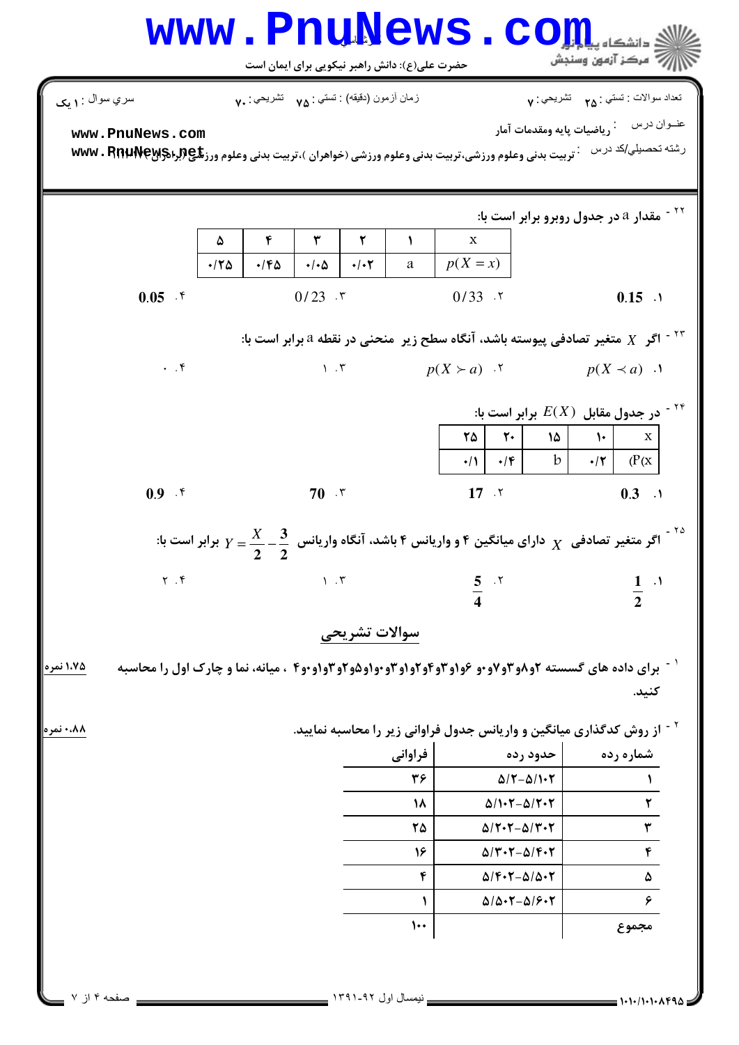سري سوال : ۱ یک

زمان آزمون (دقیقه) : تستي : ۷۵ تشریحي : ۷۰

تعداد سوالات : تستي : ۲۵ تشریحي : ۷

عنوان درس : رياضيات پايه ومقدمات آمار

رشته تحصيلي/كد درس : تربيت بدنی وعلوم ورزشی،تربیت بدنی وعلوم ورزشی (خواهران )،تربیت بدنی وعلوم ورزشی (برادران)

۲۲ - مقدار a در جدول روبرو برابر است با:

| x | ۱ | ۲ | ۳ | ۴ | ۵ |
|---|---|---|---|---|---|
| $p(X=x)$ | a | ۰/۰۲ | ۰/۰۵ | ۰/۴۵ | ۰/۲۵ |

۱. 0.15
۲. 0/33
۳. 0/23
۴. 0.05

۲۳ - اگر $X$ متغیر تصادفی پیوسته باشد، آنگاه سطح زیر منحنی در نقطه a برابر است با:

۱. $p(X \prec a)$
۲. $p(X \succ a)$
۳. ۱
۴. ۰

۲۴ - در جدول مقابل $E(X)$ برابر است با:

| x | ۱۰ | ۱۵ | ۲۰ | ۲۵ |
|---|---|---|---|---|
| P(x) | ۰/۲ | b | ۰/۴ | ۰/۱ |

۱. 0.3
۲. 17
۳. 70
۴. 0.9

۲۵ - اگر متغیر تصادفی $X$ دارای میانگین ۴ و واریانس ۴ باشد، آنگاه واریانس $Y=\frac{X}{2}-\frac{3}{2}$ برابر است با:

۱. $\frac{1}{2}$
۲. $\frac{5}{4}$
۳. ۱
۴. ۲

## سوالات تشریحی

۱ - برای داده های گسسته ۲و۸و۳و۷و۰ ۶و۱و۳و۴و۲و۱و۳و۰و۱و۵و۲و۳و۱و۰ ۴و۰ ، میانه، نما و چارک اول را محاسبه کنید. (۱،۷۵ نمره)

۲ - از روش کدگذاری میانگین و واریانس جدول فراوانی زیر را محاسبه نمایید. (۰،۸۸ نمره)

| شماره رده | حدود رده | فراوانی |
|---|---|---|
| ۱ | ۵/۲-۵/۱۰۲ | ۳۶ |
| ۲ | ۵/۱۰۲-۵/۲۰۲ | ۱۸ |
| ۳ | ۵/۲۰۲-۵/۳۰۲ | ۲۵ |
| ۴ | ۵/۳۰۲-۵/۴۰۲ | ۱۶ |
| ۵ | ۵/۴۰۲-۵/۵۰۲ | ۴ |
| ۶ | ۵/۵۰۲-۵/۶۰۲ | ۱ |
| مجموع | | ۱۰۰ |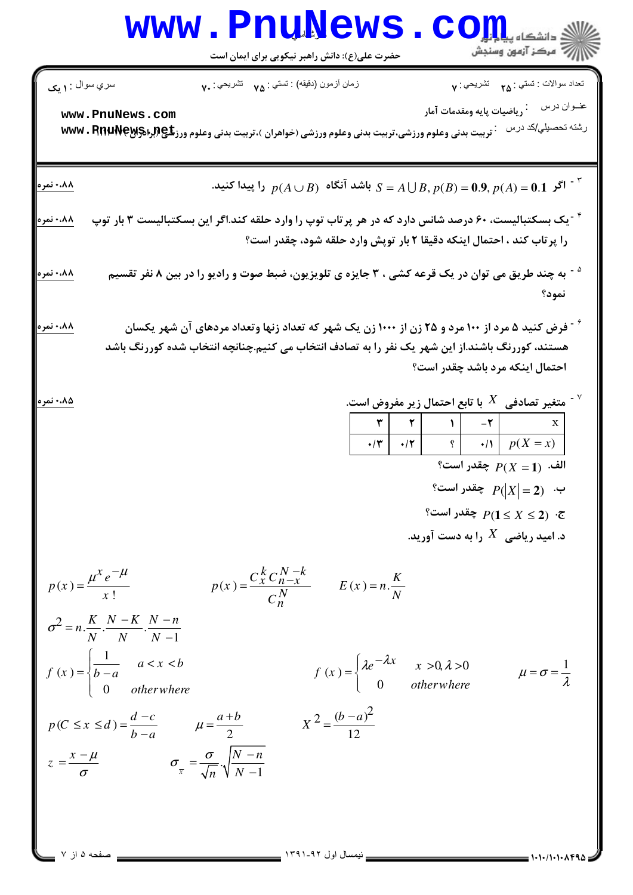تعداد سوالات : تستی : ۲۵ تشریحی : ۷ | زمان آزمون (دقیقه) : تستی : ۷۵ تشریحی : ۷۰ | سري سوال : ۱ يک

عنوان درس : رياضيات پايه ومقدمات آمار

رشته تحصيلي/کد درس : تربيت بدنی وعلوم ورزشی،تربيت بدنی وعلوم ورزشی (خواهران )،تربيت بدنی وعلوم ورزشی (برادران)

۳ - اگر $p(A) = 0.1$، $p(B) = 0.9$، $S = A \bigcup B$ باشد آنگاه $p(A \cup B)$ را پيدا کنيد. — ۰،۸۸ نمره

۴ - يک بسکتباليست، ۶۰ درصد شانس دارد که در هر پرتاب توپ را وارد حلقه کند.اگر اين بسکتباليست ۳ بار توپ را پرتاب کند ، احتمال اينکه دقيقا ۲ بار توپش وارد حلقه شود، چقدر است؟ — ۰،۸۸ نمره

۵ - به چند طريق می توان در يک قرعه کشی ، ۳ جايزه ی تلويزيون، ضبط صوت و راديو را در بين ۸ نفر تقسيم نمود؟ — ۰،۸۸ نمره

۶ - فرض کنيد ۵ مرد از ۱۰۰ مرد و ۲۵ زن از ۱۰۰۰ زن يک شهر که تعداد زنها وتعداد مردهای آن شهر يکسان هستند، کوررنگ باشند.از اين شهر يک نفر را به تصادف انتخاب می کنيم.چنانچه انتخاب شده کوررنگ باشد احتمال اينکه مرد باشد چقدر است؟ — ۰،۸۸ نمره

۷ - متغير تصادفی $X$ با تابع احتمال زير مفروض است. — ۰،۸۵ نمره

| x | -۲ | ۱ | ۲ | ۳ |
|---|---|---|---|---|
| $p(X=x)$ | ۰/۱ | ؟ | ۰/۲ | ۰/۳ |

الف. $P(X=1)$ چقدر است؟

ب. $P(|X|=2)$ چقدر است؟

ج. $P(1 \le X \le 2)$ چقدر است؟

د. اميد رياضی $X$ را به دست آوريد.

$$p(x)=\frac{\mu^x e^{-\mu}}{x!} \qquad p(x)=\frac{C_x^k C_{n-x}^{N-k}}{C_n^N} \qquad E(x)=n.\frac{K}{N}$$

$$\sigma^2=n.\frac{K}{N}.\frac{N-K}{N}.\frac{N-n}{N-1}$$

$$f(x)=\begin{cases}\frac{1}{b-a} & a<x<b \\ 0 & otherwhere\end{cases} \qquad f(x)=\begin{cases}\lambda e^{-\lambda x} & x>0, \lambda>0 \\ 0 & otherwhere\end{cases} \qquad \mu=\sigma=\frac{1}{\lambda}$$

$$p(C \le x \le d)=\frac{d-c}{b-a} \qquad \mu=\frac{a+b}{2} \qquad X^2=\frac{(b-a)^2}{12}$$

$$z=\frac{x-\mu}{\sigma} \qquad \sigma_{\bar{x}}=\frac{\sigma}{\sqrt{n}}\sqrt{\frac{N-n}{N-1}}$$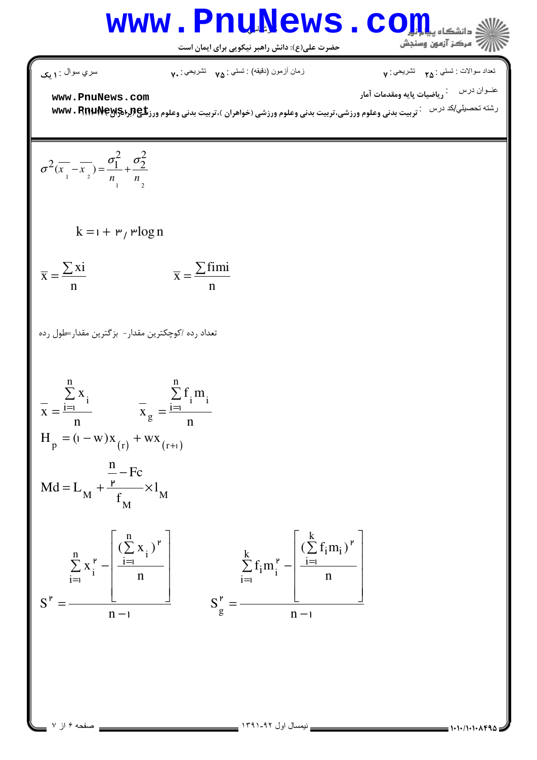$$\sigma^2(\overline{x}_1-\overline{x}_2)=\frac{\sigma_1^2}{n_1}+\frac{\sigma_2^2}{n_2}$$

$$k=1+3/3\log n$$

$$\overline{x}=\frac{\sum xi}{n} \qquad \overline{x}=\frac{\sum fimi}{n}$$

تعداد رده /کوچکترین مقدار- بزرگترین مقدار=طول رده

$$\overline{x}=\frac{\sum_{i=1}^{n}x_i}{n} \qquad \overline{x}_g=\frac{\sum_{i=1}^{n}f_i m_i}{n}$$

$$H_p=(1-w)x_{(r)}+wx_{(r+1)}$$

$$Md=L_M+\frac{\frac{n}{2}-Fc}{f_M}\times l_M$$

$$S^2=\frac{\sum_{i=1}^{n}x_i^2-\left[\frac{(\sum_{i=1}^{n}x_i)^2}{n}\right]}{n-1} \qquad S_g^2=\frac{\sum_{i=1}^{k}f_i m_i^2-\left[\frac{(\sum_{i=1}^{k}f_i m_i)^2}{n}\right]}{n-1}$$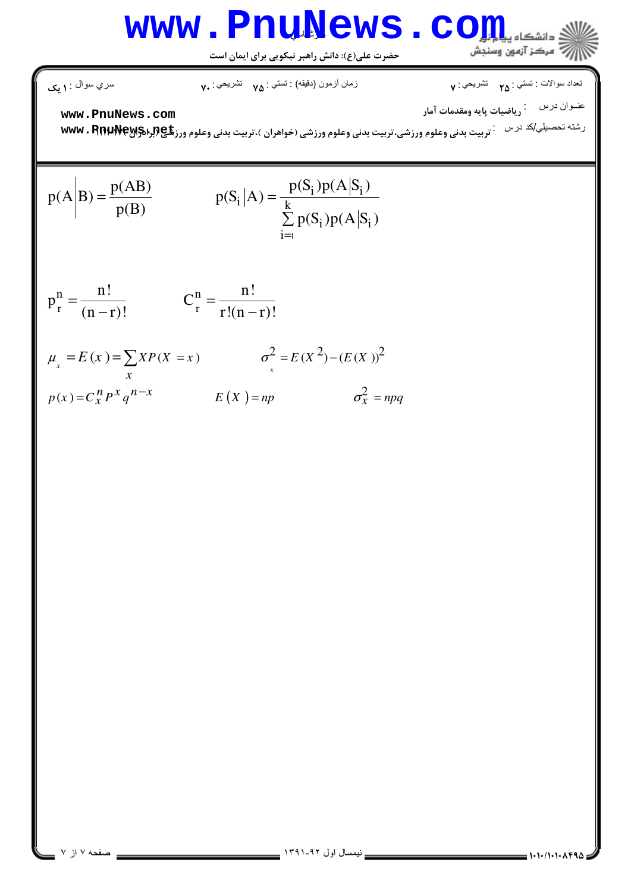$$p(A|B) = \frac{p(AB)}{p(B)}$$

$$p(S_i|A) = \frac{p(S_i)p(A|S_i)}{\sum_{i=1}^{k} p(S_i)p(A|S_i)}$$

$$p_r^n = \frac{n!}{(n-r)!}$$

$$C_r^n = \frac{n!}{r!(n-r)!}$$

$$\mu_x = E(x) = \sum_x XP(X = x)$$

$$\sigma_x^2 = E(X^2) - (E(X))^2$$

$$p(x) = C_x^n P^x q^{n-x}$$

$$E(X) = np$$

$$\sigma_X^2 = npq$$